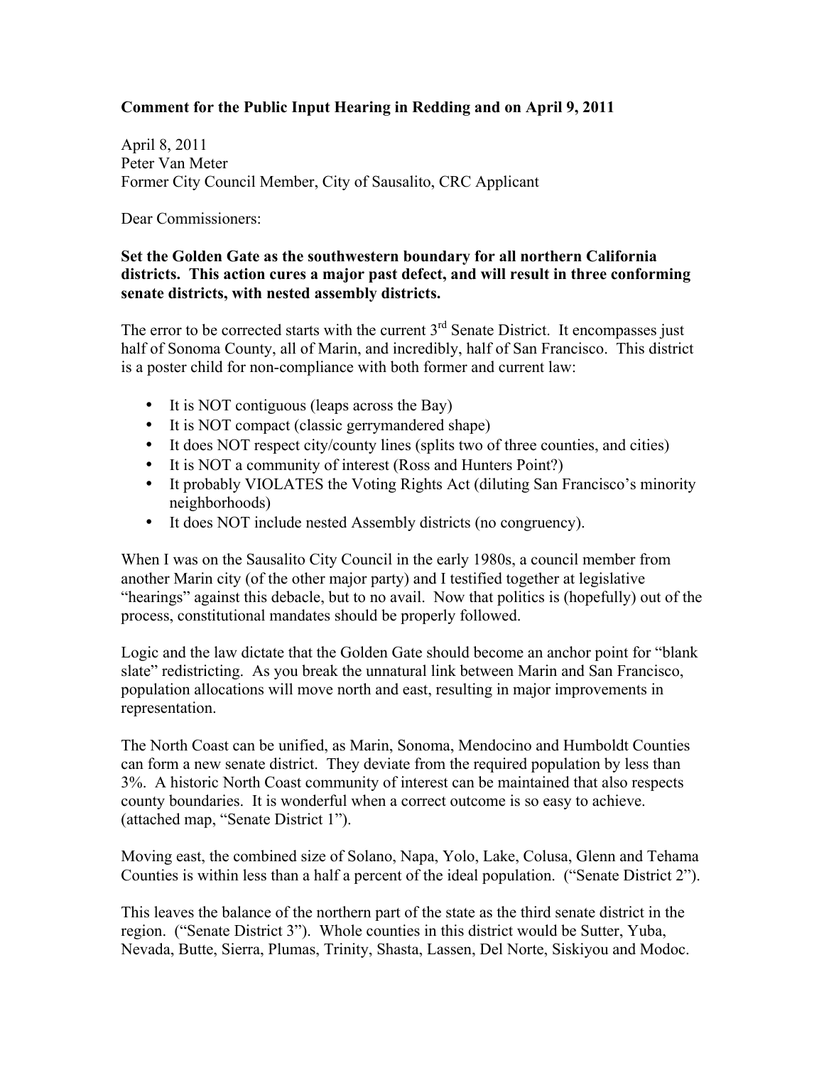**Comment for the Public Input Hearing in Redding and on April 9, 2011**

April 8, 2011
Peter Van Meter
Former City Council Member, City of Sausalito, CRC Applicant

Dear Commissioners:

**Set the Golden Gate as the southwestern boundary for all northern California districts. This action cures a major past defect, and will result in three conforming senate districts, with nested assembly districts.**

The error to be corrected starts with the current 3rd Senate District. It encompasses just half of Sonoma County, all of Marin, and incredibly, half of San Francisco. This district is a poster child for non-compliance with both former and current law:

- It is NOT contiguous (leaps across the Bay)
- It is NOT compact (classic gerrymandered shape)
- It does NOT respect city/county lines (splits two of three counties, and cities)
- It is NOT a community of interest (Ross and Hunters Point?)
- It probably VIOLATES the Voting Rights Act (diluting San Francisco's minority neighborhoods)
- It does NOT include nested Assembly districts (no congruency).

When I was on the Sausalito City Council in the early 1980s, a council member from another Marin city (of the other major party) and I testified together at legislative "hearings" against this debacle, but to no avail. Now that politics is (hopefully) out of the process, constitutional mandates should be properly followed.

Logic and the law dictate that the Golden Gate should become an anchor point for "blank slate" redistricting. As you break the unnatural link between Marin and San Francisco, population allocations will move north and east, resulting in major improvements in representation.

The North Coast can be unified, as Marin, Sonoma, Mendocino and Humboldt Counties can form a new senate district. They deviate from the required population by less than 3%. A historic North Coast community of interest can be maintained that also respects county boundaries. It is wonderful when a correct outcome is so easy to achieve. (attached map, "Senate District 1").

Moving east, the combined size of Solano, Napa, Yolo, Lake, Colusa, Glenn and Tehama Counties is within less than a half a percent of the ideal population. ("Senate District 2").

This leaves the balance of the northern part of the state as the third senate district in the region. ("Senate District 3"). Whole counties in this district would be Sutter, Yuba, Nevada, Butte, Sierra, Plumas, Trinity, Shasta, Lassen, Del Norte, Siskiyou and Modoc.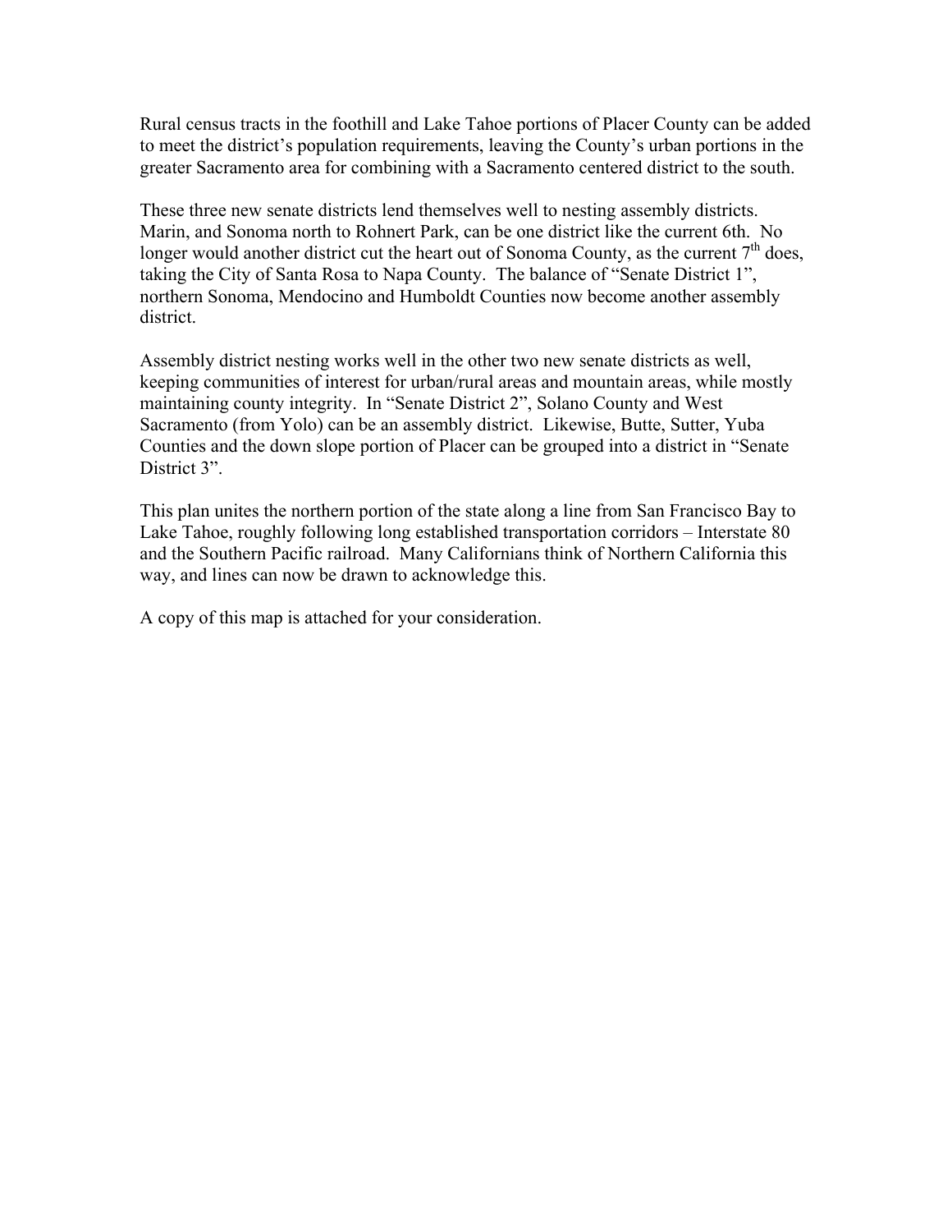Rural census tracts in the foothill and Lake Tahoe portions of Placer County can be added to meet the district's population requirements, leaving the County's urban portions in the greater Sacramento area for combining with a Sacramento centered district to the south.

These three new senate districts lend themselves well to nesting assembly districts. Marin, and Sonoma north to Rohnert Park, can be one district like the current 6th. No longer would another district cut the heart out of Sonoma County, as the current 7th does, taking the City of Santa Rosa to Napa County. The balance of "Senate District 1", northern Sonoma, Mendocino and Humboldt Counties now become another assembly district.

Assembly district nesting works well in the other two new senate districts as well, keeping communities of interest for urban/rural areas and mountain areas, while mostly maintaining county integrity. In "Senate District 2", Solano County and West Sacramento (from Yolo) can be an assembly district. Likewise, Butte, Sutter, Yuba Counties and the down slope portion of Placer can be grouped into a district in "Senate District 3".

This plan unites the northern portion of the state along a line from San Francisco Bay to Lake Tahoe, roughly following long established transportation corridors – Interstate 80 and the Southern Pacific railroad. Many Californians think of Northern California this way, and lines can now be drawn to acknowledge this.

A copy of this map is attached for your consideration.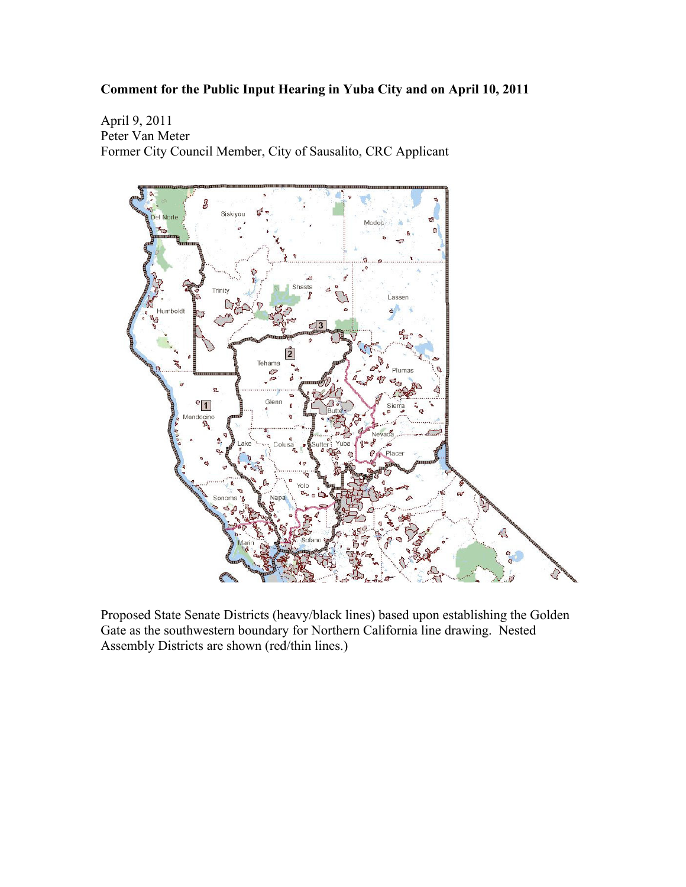**Comment for the Public Input Hearing in Yuba City and on April 10, 2011**

April 9, 2011
Peter Van Meter
Former City Council Member, City of Sausalito, CRC Applicant

Del Norte
Siskiyou
Modoc
Trinity
Shasta
Lassen
Humboldt
3
2
Tehama
Plumas
1
Glenn
Butte
Sierra
Mendocino
Nevada
Lake
Colusa
Sutter
Yuba
Placer
Yolo
Sonoma
Napa
Marin
Solano

Proposed State Senate Districts (heavy/black lines) based upon establishing the Golden Gate as the southwestern boundary for Northern California line drawing. Nested Assembly Districts are shown (red/thin lines.)